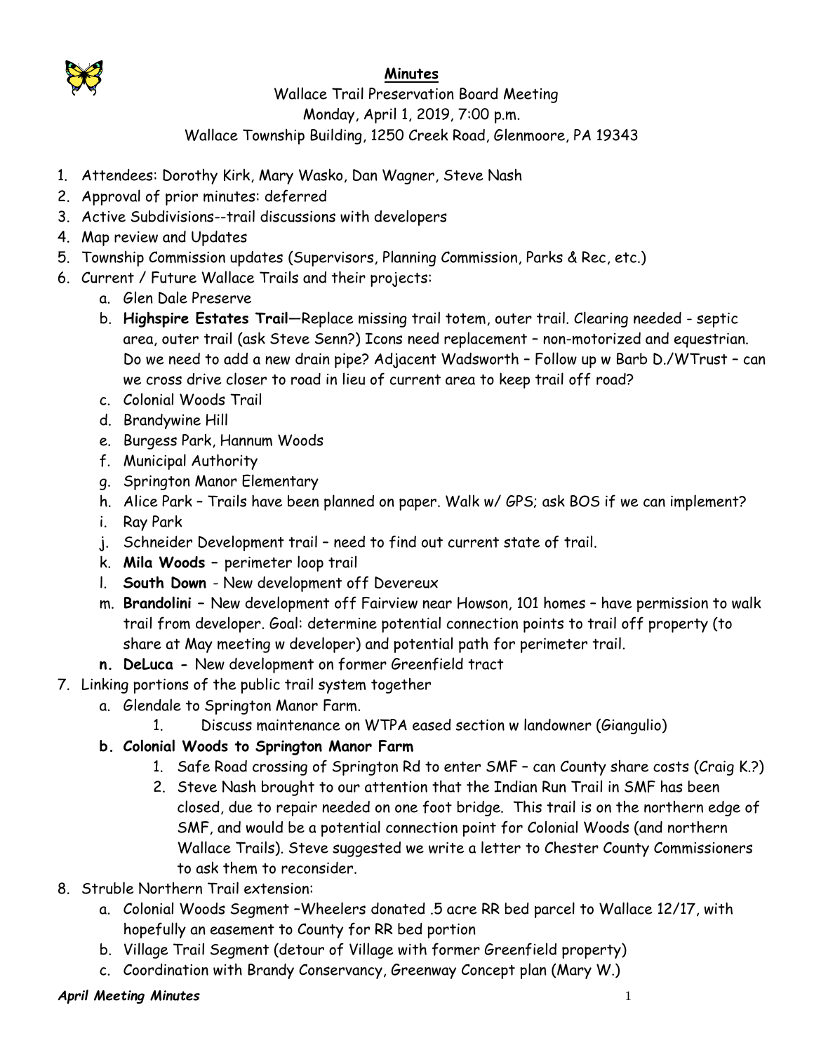**Minutes**

Wallace Trail Preservation Board Meeting
Monday, April 1, 2019, 7:00 p.m.
Wallace Township Building, 1250 Creek Road, Glenmoore, PA 19343

1. Attendees: Dorothy Kirk, Mary Wasko, Dan Wagner, Steve Nash
2. Approval of prior minutes: deferred
3. Active Subdivisions--trail discussions with developers
4. Map review and Updates
5. Township Commission updates (Supervisors, Planning Commission, Parks & Rec, etc.)
6. Current / Future Wallace Trails and their projects:
   a. Glen Dale Preserve
   b. **Highspire Estates Trail**—Replace missing trail totem, outer trail. Clearing needed - septic area, outer trail (ask Steve Senn?) Icons need replacement – non-motorized and equestrian. Do we need to add a new drain pipe? Adjacent Wadsworth – Follow up w Barb D./WTrust – can we cross drive closer to road in lieu of current area to keep trail off road?
   c. Colonial Woods Trail
   d. Brandywine Hill
   e. Burgess Park, Hannum Woods
   f. Municipal Authority
   g. Springton Manor Elementary
   h. Alice Park – Trails have been planned on paper. Walk w/ GPS; ask BOS if we can implement?
   i. Ray Park
   j. Schneider Development trail – need to find out current state of trail.
   k. **Mila Woods –** perimeter loop trail
   l. **South Down** - New development off Devereux
   m. **Brandolini –** New development off Fairview near Howson, 101 homes – have permission to walk trail from developer. Goal: determine potential connection points to trail off property (to share at May meeting w developer) and potential path for perimeter trail.
   n. **DeLuca -** New development on former Greenfield tract
7. Linking portions of the public trail system together
   a. Glendale to Springton Manor Farm.
      1. Discuss maintenance on WTPA eased section w landowner (Giangulio)
   b. **Colonial Woods to Springton Manor Farm**
      1. Safe Road crossing of Springton Rd to enter SMF – can County share costs (Craig K.?)
      2. Steve Nash brought to our attention that the Indian Run Trail in SMF has been closed, due to repair needed on one foot bridge. This trail is on the northern edge of SMF, and would be a potential connection point for Colonial Woods (and northern Wallace Trails). Steve suggested we write a letter to Chester County Commissioners to ask them to reconsider.
8. Struble Northern Trail extension:
   a. Colonial Woods Segment –Wheelers donated .5 acre RR bed parcel to Wallace 12/17, with hopefully an easement to County for RR bed portion
   b. Village Trail Segment (detour of Village with former Greenfield property)
   c. Coordination with Brandy Conservancy, Greenway Concept plan (Mary W.)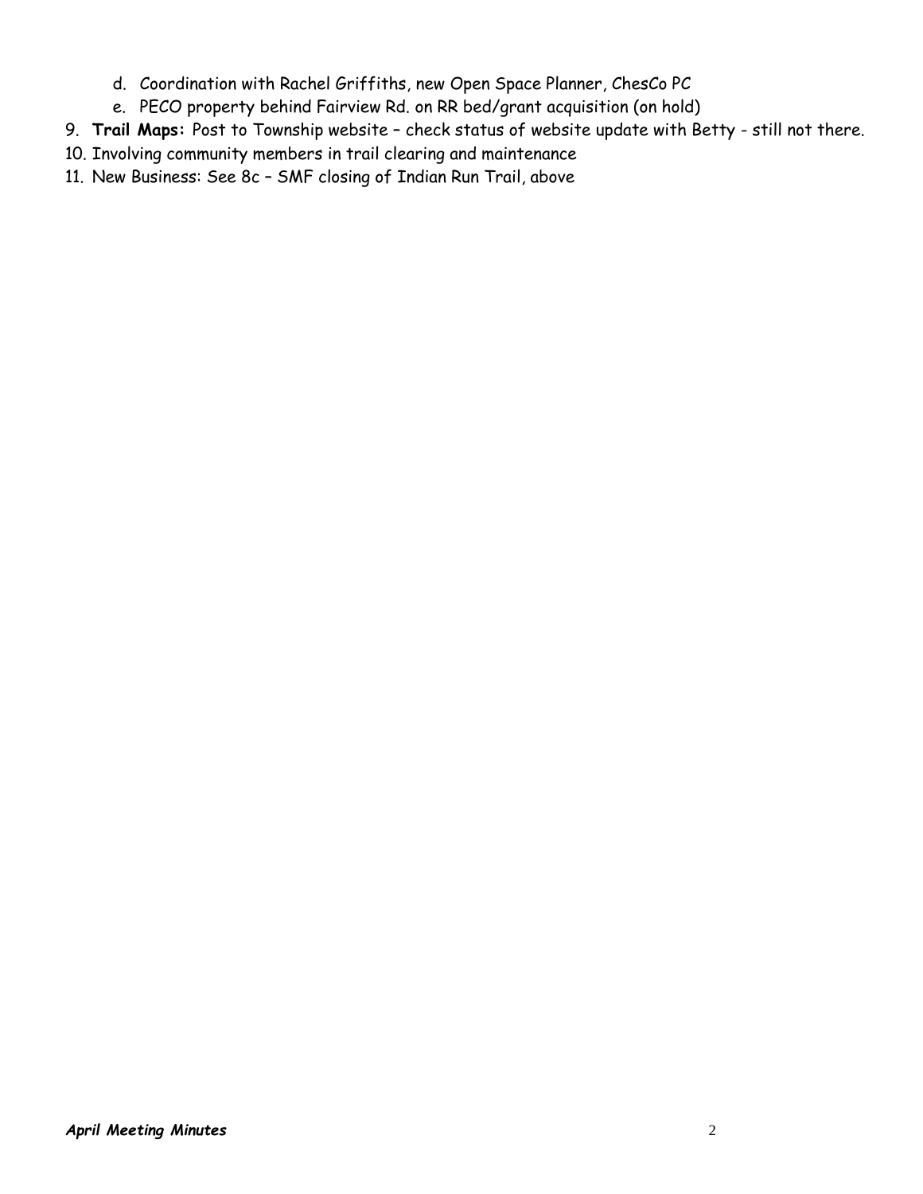d. Coordination with Rachel Griffiths, new Open Space Planner, ChesCo PC
   e. PECO property behind Fairview Rd. on RR bed/grant acquisition (on hold)

9. **Trail Maps:** Post to Township website – check status of website update with Betty - still not there.
10. Involving community members in trail clearing and maintenance
11. New Business: See 8c – SMF closing of Indian Run Trail, above